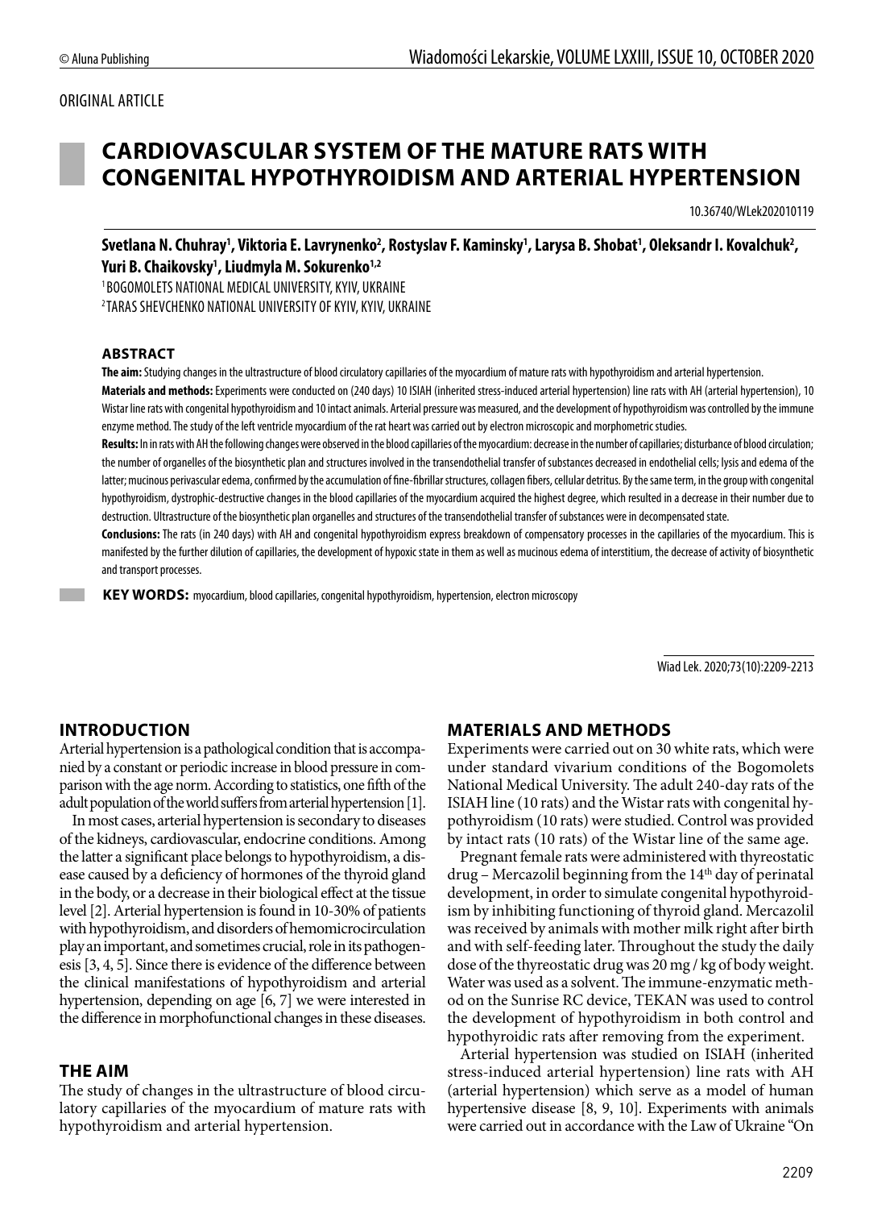ORIGINAL ARTICLE

# CARDIOVASCULAR SYSTEM OF THE MATURE RATS WITH CONGENITAL HYPOTHYROIDISM AND ARTERIAL HYPERTENSION

10.36740/WLek202010119

**Svetlana N. Chuhray[1], Viktoria E. Lavrynenko[2], Rostyslav F. Kaminsky[1], Larysa B. Shobat[1], Oleksandr I. Kovalchuk[2], Yuri B. Chaikovsky[1], Liudmyla M. Sokurenko[1,2]**

[1] BOGOMOLETS NATIONAL MEDICAL UNIVERSITY, KYIV, UKRAINE
[2] TARAS SHEVCHENKO NATIONAL UNIVERSITY OF KYIV, KYIV, UKRAINE

### ABSTRACT

**The aim:** Studying changes in the ultrastructure of blood circulatory capillaries of the myocardium of mature rats with hypothyroidism and arterial hypertension.

**Materials and methods:** Experiments were conducted on (240 days) 10 ISIAH (inherited stress-induced arterial hypertension) line rats with AH (arterial hypertension), 10 Wistar line rats with congenital hypothyroidism and 10 intact animals. Arterial pressure was measured, and the development of hypothyroidism was controlled by the immune enzyme method. The study of the left ventricle myocardium of the rat heart was carried out by electron microscopic and morphometric studies.

**Results:** In in rats with AH the following changes were observed in the blood capillaries of the myocardium: decrease in the number of capillaries; disturbance of blood circulation; the number of organelles of the biosynthetic plan and structures involved in the transendothelial transfer of substances decreased in endothelial cells; lysis and edema of the latter; mucinous perivascular edema, confirmed by the accumulation of fine-fibrillar structures, collagen fibers, cellular detritus. By the same term, in the group with congenital hypothyroidism, dystrophic-destructive changes in the blood capillaries of the myocardium acquired the highest degree, which resulted in a decrease in their number due to destruction. Ultrastructure of the biosynthetic plan organelles and structures of the transendothelial transfer of substances were in decompensated state.

**Conclusions:** The rats (in 240 days) with AH and congenital hypothyroidism express breakdown of compensatory processes in the capillaries of the myocardium. This is manifested by the further dilution of capillaries, the development of hypoxic state in them as well as mucinous edema of interstitium, the decrease of activity of biosynthetic and transport processes.

**KEY WORDS:** myocardium, blood capillaries, congenital hypothyroidism, hypertension, electron microscopy

Wiad Lek. 2020;73(10):2209-2213

## INTRODUCTION

Arterial hypertension is a pathological condition that is accompanied by a constant or periodic increase in blood pressure in comparison with the age norm. According to statistics, one fifth of the adult population of the world suffers from arterial hypertension [1].

In most cases, arterial hypertension is secondary to diseases of the kidneys, cardiovascular, endocrine conditions. Among the latter a significant place belongs to hypothyroidism, a disease caused by a deficiency of hormones of the thyroid gland in the body, or a decrease in their biological effect at the tissue level [2]. Arterial hypertension is found in 10-30% of patients with hypothyroidism, and disorders of hemomicrocirculation play an important, and sometimes crucial, role in its pathogenesis [3, 4, 5]. Since there is evidence of the difference between the clinical manifestations of hypothyroidism and arterial hypertension, depending on age [6, 7] we were interested in the difference in morphofunctional changes in these diseases.

## THE AIM

The study of changes in the ultrastructure of blood circulatory capillaries of the myocardium of mature rats with hypothyroidism and arterial hypertension.

## MATERIALS AND METHODS

Experiments were carried out on 30 white rats, which were under standard vivarium conditions of the Bogomolets National Medical University. The adult 240-day rats of the ISIAH line (10 rats) and the Wistar rats with congenital hypothyroidism (10 rats) were studied. Control was provided by intact rats (10 rats) of the Wistar line of the same age.

Pregnant female rats were administered with thyreostatic drug – Mercazolil beginning from the 14th day of perinatal development, in order to simulate congenital hypothyroidism by inhibiting functioning of thyroid gland. Mercazolil was received by animals with mother milk right after birth and with self-feeding later. Throughout the study the daily dose of the thyreostatic drug was 20 mg / kg of body weight. Water was used as a solvent. The immune-enzymatic method on the Sunrise RC device, TEKAN was used to control the development of hypothyroidism in both control and hypothyroidic rats after removing from the experiment.

Arterial hypertension was studied on ISIAH (inherited stress-induced arterial hypertension) line rats with AH (arterial hypertension) which serve as a model of human hypertensive disease [8, 9, 10]. Experiments with animals were carried out in accordance with the Law of Ukraine "On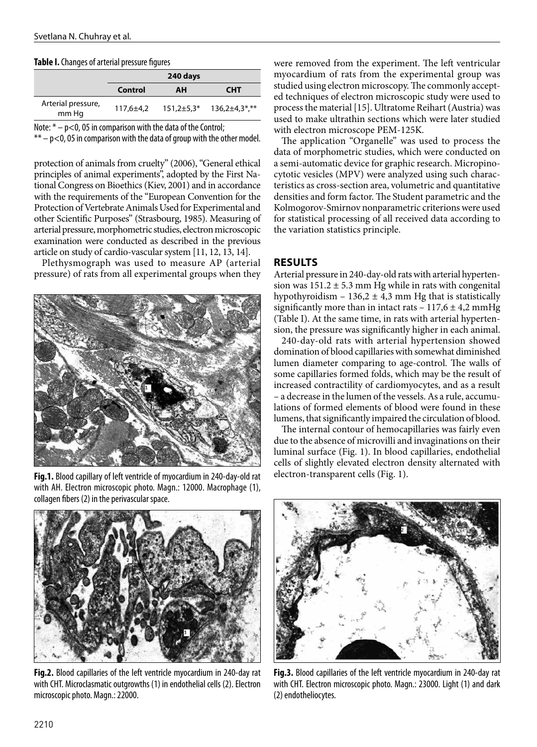**Table I.** Changes of arterial pressure figures

| | 240 days | | |
|---|---|---|---|
| | **Control** | **AH** | **CHT** |
| Arterial pressure, mm Hg | 117,6±4,2 | 151,2±5,3* | 136,2±4,3*,** |

Note: * – p<0, 05 in comparison with the data of the Control;
** – p<0, 05 in comparison with the data of group with the other model.

protection of animals from cruelty" (2006), "General ethical principles of animal experiments", adopted by the First National Congress on Bioethics (Kiev, 2001) and in accordance with the requirements of the "European Convention for the Protection of Vertebrate Animals Used for Experimental and other Scientific Purposes" (Strasbourg, 1985). Measuring of arterial pressure, morphometric studies, electron microscopic examination were conducted as described in the previous article on study of cardio-vascular system [11, 12, 13, 14].

Plethysmograph was used to measure AP (arterial pressure) of rats from all experimental groups when they were removed from the experiment. The left ventricular myocardium of rats from the experimental group was studied using electron microscopy. The commonly accepted techniques of electron microscopic study were used to process the material [15]. Ultratome Reihart (Austria) was used to make ultrathin sections which were later studied with electron microscope PEM-125K.

The application "Organelle" was used to process the data of morphometric studies, which were conducted on a semi-automatic device for graphic research. Micropinocytotic vesicles (MPV) were analyzed using such characteristics as cross-section area, volumetric and quantitative densities and form factor. The Student parametric and the Kolmogorov-Smirnov nonparametric criterions were used for statistical processing of all received data according to the variation statistics principle.

**Fig.1.** Blood capillary of left ventricle of myocardium in 240-day-old rat with AH. Electron microscopic photo. Magn.: 12000. Macrophage (1), collagen fibers (2) in the perivascular space.

**Fig.2.** Blood capillaries of the left ventricle myocardium in 240-day rat with CHT. Microclasmatic outgrowths (1) in endothelial cells (2). Electron microscopic photo. Magn.: 22000.

## RESULTS

Arterial pressure in 240-day-old rats with arterial hypertension was 151.2 ± 5.3 mm Hg while in rats with congenital hypothyroidism – 136,2 ± 4,3 mm Hg that is statistically significantly more than in intact rats – 117,6 ± 4,2 mmHg (Table I). At the same time, in rats with arterial hypertension, the pressure was significantly higher in each animal.

240-day-old rats with arterial hypertension showed domination of blood capillaries with somewhat diminished lumen diameter comparing to age-control. The walls of some capillaries formed folds, which may be the result of increased contractility of cardiomyocytes, and as a result – a decrease in the lumen of the vessels. As a rule, accumulations of formed elements of blood were found in these lumens, that significantly impaired the circulation of blood.

The internal contour of hemocapillaries was fairly even due to the absence of microvilli and invaginations on their luminal surface (Fig. 1). In blood capillaries, endothelial cells of slightly elevated electron density alternated with electron-transparent cells (Fig. 1).

**Fig.3.** Blood capillaries of the left ventricle myocardium in 240-day rat with CHT. Electron microscopic photo. Magn.: 23000. Light (1) and dark (2) endotheliocytes.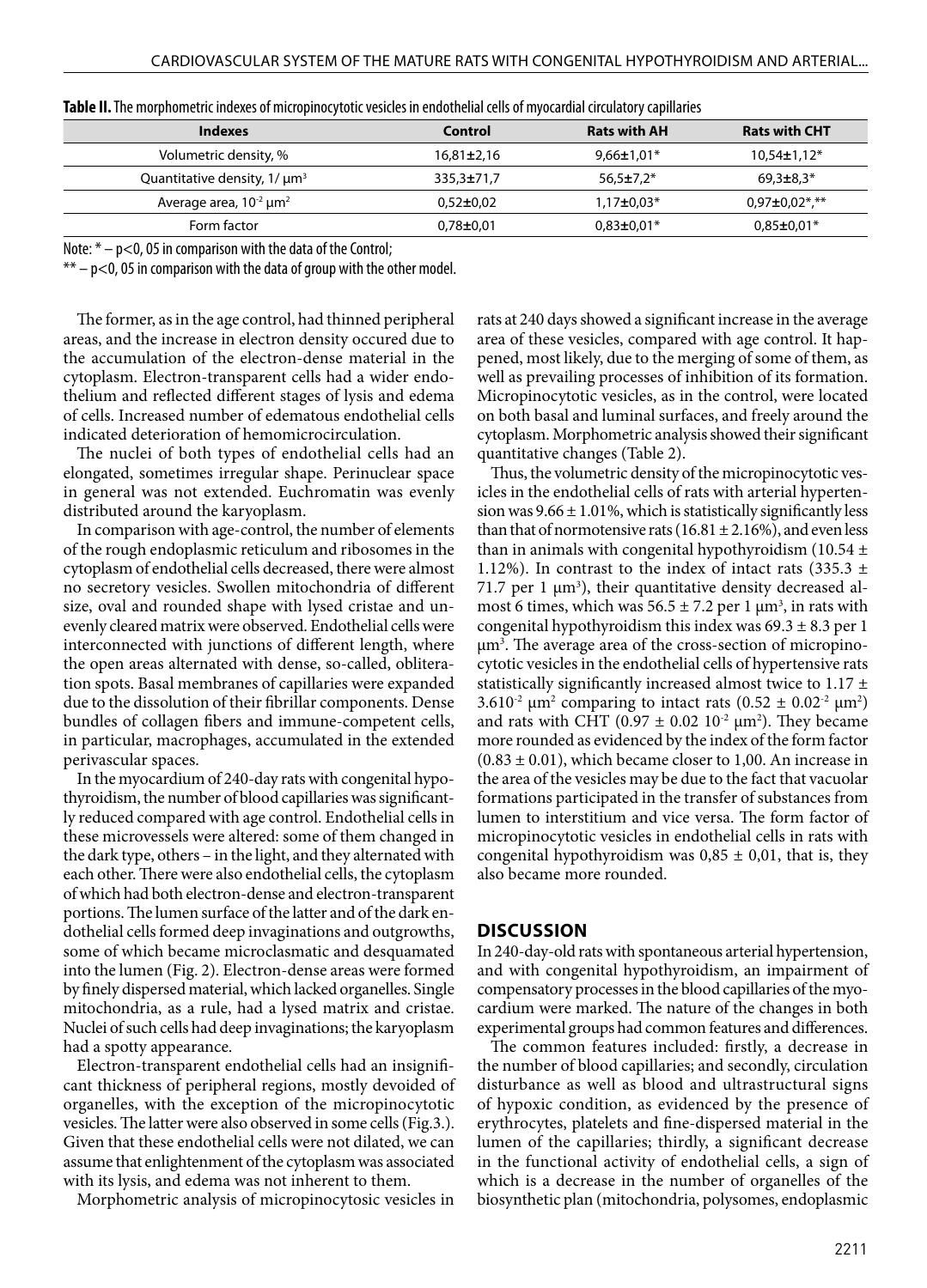**Table II.** The morphometric indexes of micropinocytotic vesicles in endothelial cells of myocardial circulatory capillaries

| Indexes | Control | Rats with AH | Rats with CHT |
|---|---|---|---|
| Volumetric density, % | 16,81±2,16 | 9,66±1,01* | 10,54±1,12* |
| Quantitative density, 1/ μm$^3$ | 335,3±71,7 | 56,5±7,2* | 69,3±8,3* |
| Average area, $10^{-2}$ μm$^2$ | 0,52±0,02 | 1,17±0,03* | 0,97±0,02*,** |
| Form factor | 0,78±0,01 | 0,83±0,01* | 0,85±0,01* |

Note: * – p<0, 05 in comparison with the data of the Control;
** – p<0, 05 in comparison with the data of group with the other model.

The former, as in the age control, had thinned peripheral areas, and the increase in electron density occured due to the accumulation of the electron-dense material in the cytoplasm. Electron-transparent cells had a wider endothelium and reflected different stages of lysis and edema of cells. Increased number of edematous endothelial cells indicated deterioration of hemomicrocirculation.

The nuclei of both types of endothelial cells had an elongated, sometimes irregular shape. Perinuclear space in general was not extended. Euchromatin was evenly distributed around the karyoplasm.

In comparison with age-control, the number of elements of the rough endoplasmic reticulum and ribosomes in the cytoplasm of endothelial cells decreased, there were almost no secretory vesicles. Swollen mitochondria of different size, oval and rounded shape with lysed cristae and unevenly cleared matrix were observed. Endothelial cells were interconnected with junctions of different length, where the open areas alternated with dense, so-called, obliteration spots. Basal membranes of capillaries were expanded due to the dissolution of their fibrillar components. Dense bundles of collagen fibers and immune-competent cells, in particular, macrophages, accumulated in the extended perivascular spaces.

In the myocardium of 240-day rats with congenital hypothyroidism, the number of blood capillaries was significantly reduced compared with age control. Endothelial cells in these microvessels were altered: some of them changed in the dark type, others – in the light, and they alternated with each other. There were also endothelial cells, the cytoplasm of which had both electron-dense and electron-transparent portions. The lumen surface of the latter and of the dark endothelial cells formed deep invaginations and outgrowths, some of which became microclasmatic and desquamated into the lumen (Fig. 2). Electron-dense areas were formed by finely dispersed material, which lacked organelles. Single mitochondria, as a rule, had a lysed matrix and cristae. Nuclei of such cells had deep invaginations; the karyoplasm had a spotty appearance.

Electron-transparent endothelial cells had an insignificant thickness of peripheral regions, mostly devoided of organelles, with the exception of the micropinocytotic vesicles. The latter were also observed in some cells (Fig.3.). Given that these endothelial cells were not dilated, we can assume that enlightenment of the cytoplasm was associated with its lysis, and edema was not inherent to them.

Morphometric analysis of micropinocytosic vesicles in rats at 240 days showed a significant increase in the average area of these vesicles, compared with age control. It happened, most likely, due to the merging of some of them, as well as prevailing processes of inhibition of its formation. Micropinocytotic vesicles, as in the control, were located on both basal and luminal surfaces, and freely around the cytoplasm. Morphometric analysis showed their significant quantitative changes (Table 2).

Thus, the volumetric density of the micropinocytotic vesicles in the endothelial cells of rats with arterial hypertension was 9.66 ± 1.01%, which is statistically significantly less than that of normotensive rats (16.81 ± 2.16%), and even less than in animals with congenital hypothyroidism (10.54 ± 1.12%). In contrast to the index of intact rats (335.3 ± 71.7 per 1 μm$^3$), their quantitative density decreased almost 6 times, which was 56.5 ± 7.2 per 1 μm$^3$, in rats with congenital hypothyroidism this index was 69.3 ± 8.3 per 1 μm$^3$. The average area of the cross-section of micropinocytotic vesicles in the endothelial cells of hypertensive rats statistically significantly increased almost twice to 1.17 ± 3.6$10^{-2}$ μm$^2$ comparing to intact rats (0.52 ± 0.02$^{-2}$ μm$^2$) and rats with CHT (0.97 ± 0.02 $10^{-2}$ μm$^2$). They became more rounded as evidenced by the index of the form factor (0.83 ± 0.01), which became closer to 1,00. An increase in the area of the vesicles may be due to the fact that vacuolar formations participated in the transfer of substances from lumen to interstitium and vice versa. The form factor of micropinocytotic vesicles in endothelial cells in rats with congenital hypothyroidism was 0,85 ± 0,01, that is, they also became more rounded.

## DISCUSSION

In 240-day-old rats with spontaneous arterial hypertension, and with congenital hypothyroidism, an impairment of compensatory processes in the blood capillaries of the myocardium were marked. The nature of the changes in both experimental groups had common features and differences.

The common features included: firstly, a decrease in the number of blood capillaries; and secondly, circulation disturbance as well as blood and ultrastructural signs of hypoxic condition, as evidenced by the presence of erythrocytes, platelets and fine-dispersed material in the lumen of the capillaries; thirdly, a significant decrease in the functional activity of endothelial cells, a sign of which is a decrease in the number of organelles of the biosynthetic plan (mitochondria, polysomes, endoplasmic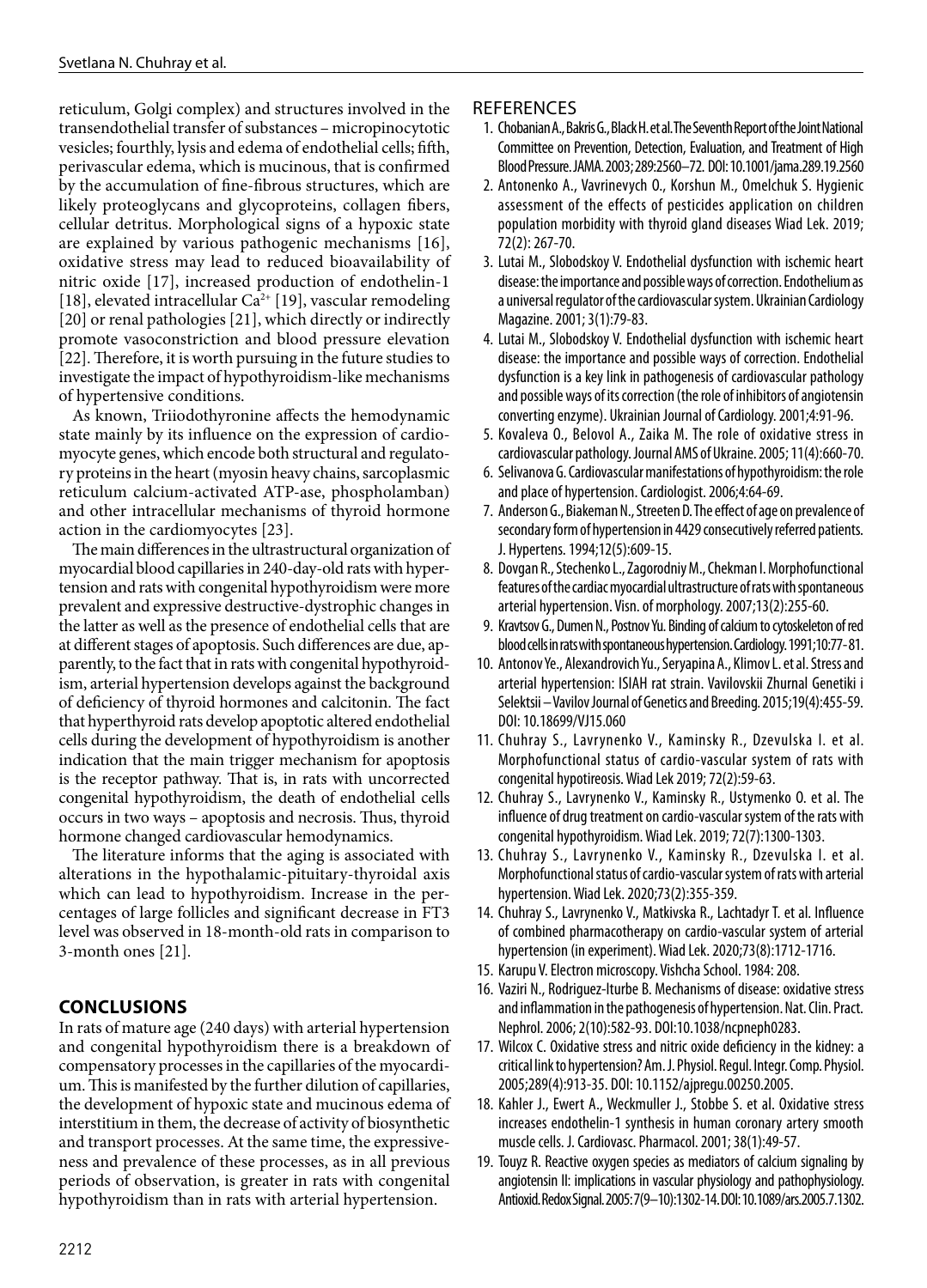reticulum, Golgi complex) and structures involved in the transendothelial transfer of substances – micropinocytotic vesicles; fourthly, lysis and edema of endothelial cells; fifth, perivascular edema, which is mucinous, that is confirmed by the accumulation of fine-fibrous structures, which are likely proteoglycans and glycoproteins, collagen fibers, cellular detritus. Morphological signs of a hypoxic state are explained by various pathogenic mechanisms [16], oxidative stress may lead to reduced bioavailability of nitric oxide [17], increased production of endothelin-1 [18], elevated intracellular $Ca^{2+}$ [19], vascular remodeling [20] or renal pathologies [21], which directly or indirectly promote vasoconstriction and blood pressure elevation [22]. Therefore, it is worth pursuing in the future studies to investigate the impact of hypothyroidism-like mechanisms of hypertensive conditions.

As known, Triiodothyronine affects the hemodynamic state mainly by its influence on the expression of cardiomyocyte genes, which encode both structural and regulatory proteins in the heart (myosin heavy chains, sarcoplasmic reticulum calcium-activated ATP-ase, phospholamban) and other intracellular mechanisms of thyroid hormone action in the cardiomyocytes [23].

The main differences in the ultrastructural organization of myocardial blood capillaries in 240-day-old rats with hypertension and rats with congenital hypothyroidism were more prevalent and expressive destructive-dystrophic changes in the latter as well as the presence of endothelial cells that are at different stages of apoptosis. Such differences are due, apparently, to the fact that in rats with congenital hypothyroidism, arterial hypertension develops against the background of deficiency of thyroid hormones and calcitonin. The fact that hyperthyroid rats develop apoptotic altered endothelial cells during the development of hypothyroidism is another indication that the main trigger mechanism for apoptosis is the receptor pathway. That is, in rats with uncorrected congenital hypothyroidism, the death of endothelial cells occurs in two ways – apoptosis and necrosis. Thus, thyroid hormone changed cardiovascular hemodynamics.

The literature informs that the aging is associated with alterations in the hypothalamic-pituitary-thyroidal axis which can lead to hypothyroidism. Increase in the percentages of large follicles and significant decrease in FT3 level was observed in 18-month-old rats in comparison to 3-month ones [21].

## CONCLUSIONS

In rats of mature age (240 days) with arterial hypertension and congenital hypothyroidism there is a breakdown of compensatory processes in the capillaries of the myocardium. This is manifested by the further dilution of capillaries, the development of hypoxic state and mucinous edema of interstitium in them, the decrease of activity of biosynthetic and transport processes. At the same time, the expressiveness and prevalence of these processes, as in all previous periods of observation, is greater in rats with congenital hypothyroidism than in rats with arterial hypertension.

## REFERENCES

1. Chobanian A., Bakris G., Black H. et al. The Seventh Report of the Joint National Committee on Prevention, Detection, Evaluation, and Treatment of High Blood Pressure. JAMA. 2003; 289:2560–72. DOI: 10.1001/jama.289.19.2560
2. Antonenko A., Vavrinevych O., Korshun M., Omelchuk S. Hygienic assessment of the effects of pesticides application on children population morbidity with thyroid gland diseases Wiad Lek. 2019; 72(2): 267-70.
3. Lutai M., Slobodskoy V. Endothelial dysfunction with ischemic heart disease: the importance and possible ways of correction. Endothelium as a universal regulator of the cardiovascular system. Ukrainian Cardiology Magazine. 2001; 3(1):79-83.
4. Lutai M., Slobodskoy V. Endothelial dysfunction with ischemic heart disease: the importance and possible ways of correction. Endothelial dysfunction is a key link in pathogenesis of cardiovascular pathology and possible ways of its correction (the role of inhibitors of angiotensin converting enzyme). Ukrainian Journal of Cardiology. 2001;4:91-96.
5. Kovaleva O., Belovol A., Zaika M. The role of oxidative stress in cardiovascular pathology. Journal AMS of Ukraine. 2005; 11(4):660-70.
6. Selivanova G. Cardiovascular manifestations of hypothyroidism: the role and place of hypertension. Cardiologist. 2006;4:64-69.
7. Anderson G., Biakeman N., Streeten D. The effect of age on prevalence of secondary form of hypertension in 4429 consecutively referred patients. J. Hypertens. 1994;12(5):609-15.
8. Dovgan R., Stechenko L., Zagorodniy M., Chekman I. Morphofunctional features of the cardiac myocardial ultrastructure of rats with spontaneous arterial hypertension. Visn. of morphology. 2007;13(2):255-60.
9. Kravtsov G., Dumen N., Postnov Yu. Binding of calcium to cytoskeleton of red blood cells in rats with spontaneous hypertension. Cardiology. 1991;10:77-81.
10. Antonov Ye., Alexandrovich Yu., Seryapina A., Klimov L. et al. Stress and arterial hypertension: ISIAH rat strain. Vavilovskii Zhurnal Genetiki i Selektsii – Vavilov Journal of Genetics and Breeding. 2015;19(4):455-59. DOI: 10.18699/VJ15.060
11. Chuhray S., Lavrynenko V., Kaminsky R., Dzevulska I. et al. Morphofunctional status of cardio-vascular system of rats with congenital hypotireosis. Wiad Lek 2019; 72(2):59-63.
12. Chuhray S., Lavrynenko V., Kaminsky R., Ustymenko O. et al. The influence of drug treatment on cardio-vascular system of the rats with congenital hypothyroidism. Wiad Lek. 2019; 72(7):1300-1303.
13. Chuhray S., Lavrynenko V., Kaminsky R., Dzevulska I. et al. Morphofunctional status of cardio-vascular system of rats with arterial hypertension. Wiad Lek. 2020;73(2):355-359.
14. Chuhray S., Lavrynenko V., Matkivska R., Lachtadyr T. et al. Influence of combined pharmacotherapy on cardio-vascular system of arterial hypertension (in experiment). Wiad Lek. 2020;73(8):1712-1716.
15. Karupu V. Electron microscopy. Vishcha School. 1984: 208.
16. Vaziri N., Rodriguez-Iturbe B. Mechanisms of disease: oxidative stress and inflammation in the pathogenesis of hypertension. Nat. Clin. Pract. Nephrol. 2006; 2(10):582-93. DOI:10.1038/ncpneph0283.
17. Wilcox C. Oxidative stress and nitric oxide deficiency in the kidney: a critical link to hypertension? Am. J. Physiol. Regul. Integr. Comp. Physiol. 2005;289(4):913-35. DOI: 10.1152/ajpregu.00250.2005.
18. Kahler J., Ewert A., Weckmuller J., Stobbe S. et al. Oxidative stress increases endothelin-1 synthesis in human coronary artery smooth muscle cells. J. Cardiovasc. Pharmacol. 2001; 38(1):49-57.
19. Touyz R. Reactive oxygen species as mediators of calcium signaling by angiotensin II: implications in vascular physiology and pathophysiology. Antioxid. Redox Signal. 2005: 7(9–10):1302-14. DOI: 10.1089/ars.2005.7.1302.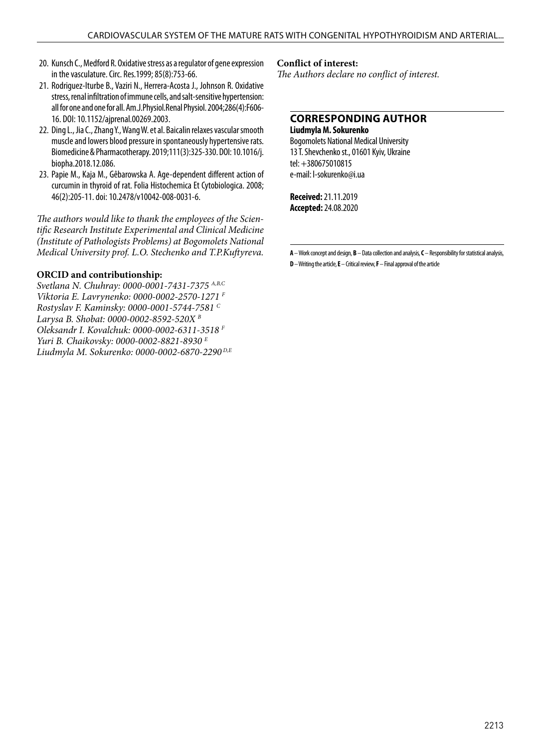20. Kunsch C., Medford R. Oxidative stress as a regulator of gene expression in the vasculature. Circ. Res.1999; 85(8):753-66.
21. Rodriguez-Iturbe B., Vaziri N., Herrera-Acosta J., Johnson R. Oxidative stress, renal infiltration of immune cells, and salt-sensitive hypertension: all for one and one for all. Am.J.Physiol.Renal Physiol. 2004;286(4):F606-16. DOI: 10.1152/ajprenal.00269.2003.
22. Ding L., Jia C., Zhang Y., Wang W. et al. Baicalin relaxes vascular smooth muscle and lowers blood pressure in spontaneously hypertensive rats. Biomedicine & Pharmacotherapy. 2019;111(3):325-330. DOI: 10.1016/j.biopha.2018.12.086.
23. Papie M., Kaja M., Gêbarowska A. Age-dependent different action of curcumin in thyroid of rat. Folia Histochemica Et Cytobiologica. 2008; 46(2):205-11. doi: 10.2478/v10042-008-0031-6.

*The authors would like to thank the employees of the Scientific Research Institute Experimental and Clinical Medicine (Institute of Pathologists Problems) at Bogomolets National Medical University prof. L.O. Stechenko and T.P.Kuftyreva.*

**ORCID and contributionship:**

*Svetlana N. Chuhray: 0000-0001-7431-7375* [A,B,C]
*Viktoria E. Lavrynenko: 0000-0002-2570-1271* [F]
*Rostyslav F. Kaminsky: 0000-0001-5744-7581* [C]
*Larysa B. Shobat: 0000-0002-8592-520X* [B]
*Oleksandr I. Kovalchuk: 0000-0002-6311-3518* [F]
*Yuri B. Chaikovsky: 0000-0002-8821-8930* [E]
*Liudmyla M. Sokurenko: 0000-0002-6870-2290* [D,E]

**Conflict of interest:**
*The Authors declare no conflict of interest.*

## CORRESPONDING AUTHOR

**Liudmyla M. Sokurenko**
Bogomolets National Medical University
13 T. Shevchenko st., 01601 Kyiv, Ukraine
tel: +380675010815
e-mail: l-sokurenko@i.ua

**Received:** 21.11.2019
**Accepted:** 24.08.2020

**A** – Work concept and design, **B** – Data collection and analysis, **C** – Responsibility for statistical analysis,
**D** – Writing the article, **E** – Critical review, **F** – Final approval of the article